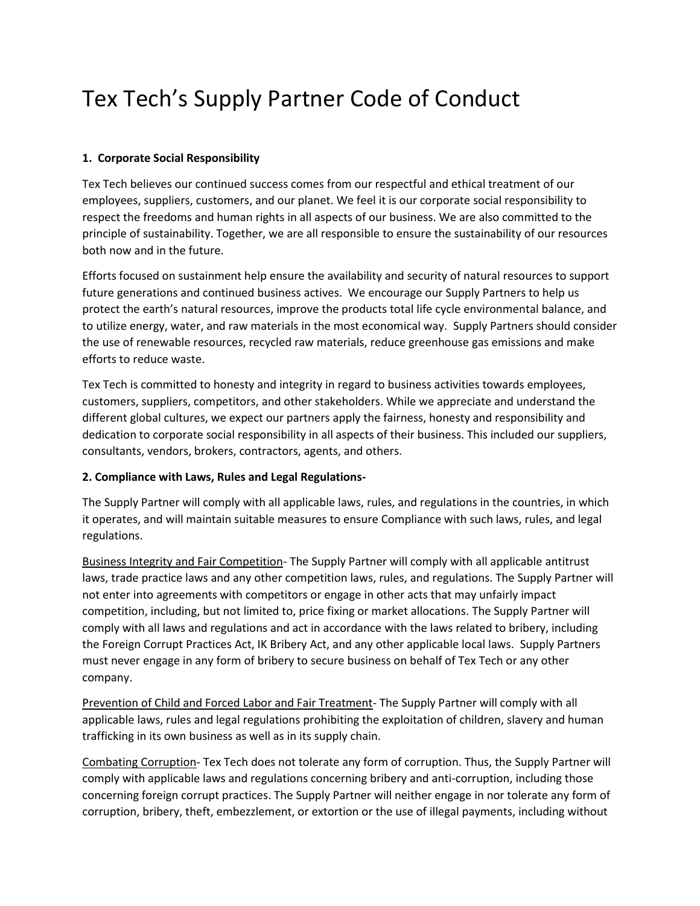# Tex Tech's Supply Partner Code of Conduct

**1. Corporate Social Responsibility**

Tex Tech believes our continued success comes from our respectful and ethical treatment of our employees, suppliers, customers, and our planet. We feel it is our corporate social responsibility to respect the freedoms and human rights in all aspects of our business. We are also committed to the principle of sustainability. Together, we are all responsible to ensure the sustainability of our resources both now and in the future.

Efforts focused on sustainment help ensure the availability and security of natural resources to support future generations and continued business actives. We encourage our Supply Partners to help us protect the earth's natural resources, improve the products total life cycle environmental balance, and to utilize energy, water, and raw materials in the most economical way. Supply Partners should consider the use of renewable resources, recycled raw materials, reduce greenhouse gas emissions and make efforts to reduce waste.

Tex Tech is committed to honesty and integrity in regard to business activities towards employees, customers, suppliers, competitors, and other stakeholders. While we appreciate and understand the different global cultures, we expect our partners apply the fairness, honesty and responsibility and dedication to corporate social responsibility in all aspects of their business. This included our suppliers, consultants, vendors, brokers, contractors, agents, and others.

**2. Compliance with Laws, Rules and Legal Regulations-**

The Supply Partner will comply with all applicable laws, rules, and regulations in the countries, in which it operates, and will maintain suitable measures to ensure Compliance with such laws, rules, and legal regulations.

<u>Business Integrity and Fair Competition</u>- The Supply Partner will comply with all applicable antitrust laws, trade practice laws and any other competition laws, rules, and regulations. The Supply Partner will not enter into agreements with competitors or engage in other acts that may unfairly impact competition, including, but not limited to, price fixing or market allocations. The Supply Partner will comply with all laws and regulations and act in accordance with the laws related to bribery, including the Foreign Corrupt Practices Act, IK Bribery Act, and any other applicable local laws. Supply Partners must never engage in any form of bribery to secure business on behalf of Tex Tech or any other company.

<u>Prevention of Child and Forced Labor and Fair Treatment</u>- The Supply Partner will comply with all applicable laws, rules and legal regulations prohibiting the exploitation of children, slavery and human trafficking in its own business as well as in its supply chain.

<u>Combating Corruption</u>- Tex Tech does not tolerate any form of corruption. Thus, the Supply Partner will comply with applicable laws and regulations concerning bribery and anti-corruption, including those concerning foreign corrupt practices. The Supply Partner will neither engage in nor tolerate any form of corruption, bribery, theft, embezzlement, or extortion or the use of illegal payments, including without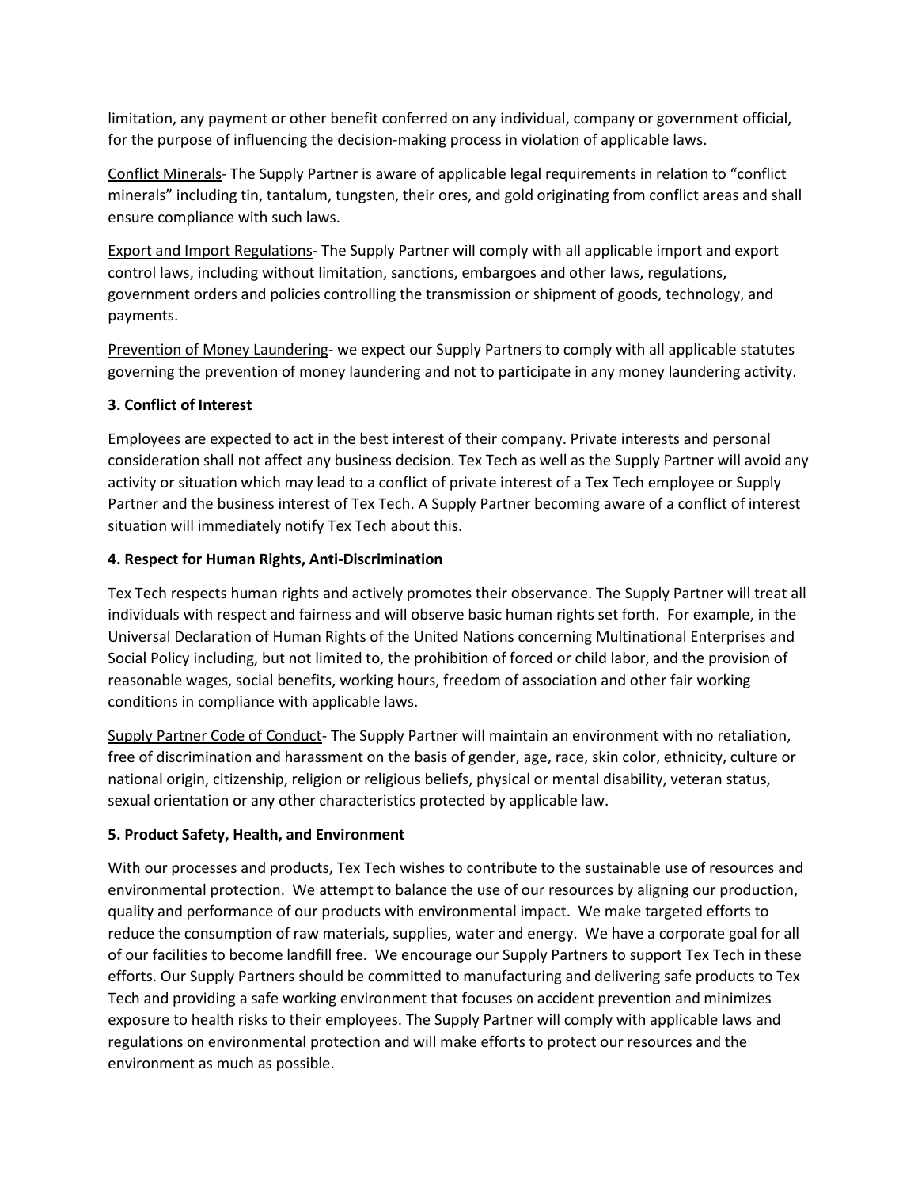limitation, any payment or other benefit conferred on any individual, company or government official, for the purpose of influencing the decision-making process in violation of applicable laws.

<u>Conflict Minerals</u>- The Supply Partner is aware of applicable legal requirements in relation to "conflict minerals" including tin, tantalum, tungsten, their ores, and gold originating from conflict areas and shall ensure compliance with such laws.

<u>Export and Import Regulations</u>- The Supply Partner will comply with all applicable import and export control laws, including without limitation, sanctions, embargoes and other laws, regulations, government orders and policies controlling the transmission or shipment of goods, technology, and payments.

<u>Prevention of Money Laundering</u>- we expect our Supply Partners to comply with all applicable statutes governing the prevention of money laundering and not to participate in any money laundering activity.

**3. Conflict of Interest**

Employees are expected to act in the best interest of their company. Private interests and personal consideration shall not affect any business decision. Tex Tech as well as the Supply Partner will avoid any activity or situation which may lead to a conflict of private interest of a Tex Tech employee or Supply Partner and the business interest of Tex Tech. A Supply Partner becoming aware of a conflict of interest situation will immediately notify Tex Tech about this.

**4. Respect for Human Rights, Anti-Discrimination**

Tex Tech respects human rights and actively promotes their observance. The Supply Partner will treat all individuals with respect and fairness and will observe basic human rights set forth. For example, in the Universal Declaration of Human Rights of the United Nations concerning Multinational Enterprises and Social Policy including, but not limited to, the prohibition of forced or child labor, and the provision of reasonable wages, social benefits, working hours, freedom of association and other fair working conditions in compliance with applicable laws.

<u>Supply Partner Code of Conduct</u>- The Supply Partner will maintain an environment with no retaliation, free of discrimination and harassment on the basis of gender, age, race, skin color, ethnicity, culture or national origin, citizenship, religion or religious beliefs, physical or mental disability, veteran status, sexual orientation or any other characteristics protected by applicable law.

**5. Product Safety, Health, and Environment**

With our processes and products, Tex Tech wishes to contribute to the sustainable use of resources and environmental protection. We attempt to balance the use of our resources by aligning our production, quality and performance of our products with environmental impact. We make targeted efforts to reduce the consumption of raw materials, supplies, water and energy. We have a corporate goal for all of our facilities to become landfill free. We encourage our Supply Partners to support Tex Tech in these efforts. Our Supply Partners should be committed to manufacturing and delivering safe products to Tex Tech and providing a safe working environment that focuses on accident prevention and minimizes exposure to health risks to their employees. The Supply Partner will comply with applicable laws and regulations on environmental protection and will make efforts to protect our resources and the environment as much as possible.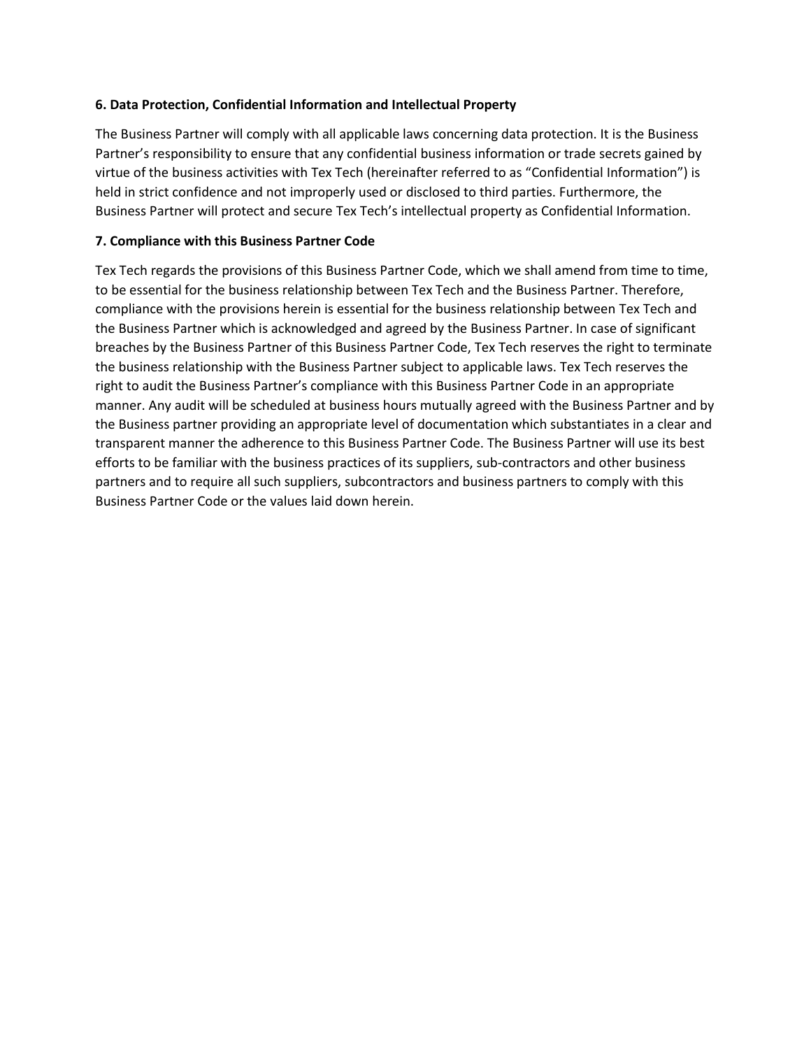### 6. Data Protection, Confidential Information and Intellectual Property

The Business Partner will comply with all applicable laws concerning data protection. It is the Business Partner's responsibility to ensure that any confidential business information or trade secrets gained by virtue of the business activities with Tex Tech (hereinafter referred to as "Confidential Information") is held in strict confidence and not improperly used or disclosed to third parties. Furthermore, the Business Partner will protect and secure Tex Tech's intellectual property as Confidential Information.

### 7. Compliance with this Business Partner Code

Tex Tech regards the provisions of this Business Partner Code, which we shall amend from time to time, to be essential for the business relationship between Tex Tech and the Business Partner. Therefore, compliance with the provisions herein is essential for the business relationship between Tex Tech and the Business Partner which is acknowledged and agreed by the Business Partner. In case of significant breaches by the Business Partner of this Business Partner Code, Tex Tech reserves the right to terminate the business relationship with the Business Partner subject to applicable laws. Tex Tech reserves the right to audit the Business Partner's compliance with this Business Partner Code in an appropriate manner. Any audit will be scheduled at business hours mutually agreed with the Business Partner and by the Business partner providing an appropriate level of documentation which substantiates in a clear and transparent manner the adherence to this Business Partner Code. The Business Partner will use its best efforts to be familiar with the business practices of its suppliers, sub-contractors and other business partners and to require all such suppliers, subcontractors and business partners to comply with this Business Partner Code or the values laid down herein.